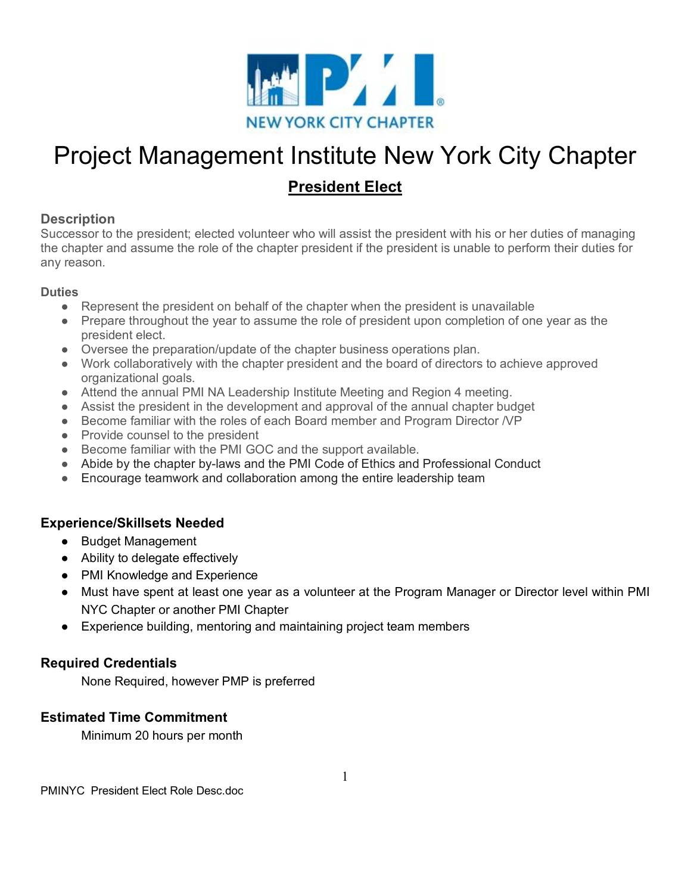# Project Management Institute New York City Chapter

## President Elect

### Description

Successor to the president; elected volunteer who will assist the president with his or her duties of managing the chapter and assume the role of the chapter president if the president is unable to perform their duties for any reason.

#### Duties

- Represent the president on behalf of the chapter when the president is unavailable
- Prepare throughout the year to assume the role of president upon completion of one year as the president elect.
- Oversee the preparation/update of the chapter business operations plan.
- Work collaboratively with the chapter president and the board of directors to achieve approved organizational goals.
- Attend the annual PMI NA Leadership Institute Meeting and Region 4 meeting.
- Assist the president in the development and approval of the annual chapter budget
- Become familiar with the roles of each Board member and Program Director /VP
- Provide counsel to the president
- Become familiar with the PMI GOC and the support available.
- Abide by the chapter by-laws and the PMI Code of Ethics and Professional Conduct
- Encourage teamwork and collaboration among the entire leadership team

### Experience/Skillsets Needed

- Budget Management
- Ability to delegate effectively
- PMI Knowledge and Experience
- Must have spent at least one year as a volunteer at the Program Manager or Director level within PMI NYC Chapter or another PMI Chapter
- Experience building, mentoring and maintaining project team members

### Required Credentials

None Required, however PMP is preferred

### Estimated Time Commitment

Minimum 20 hours per month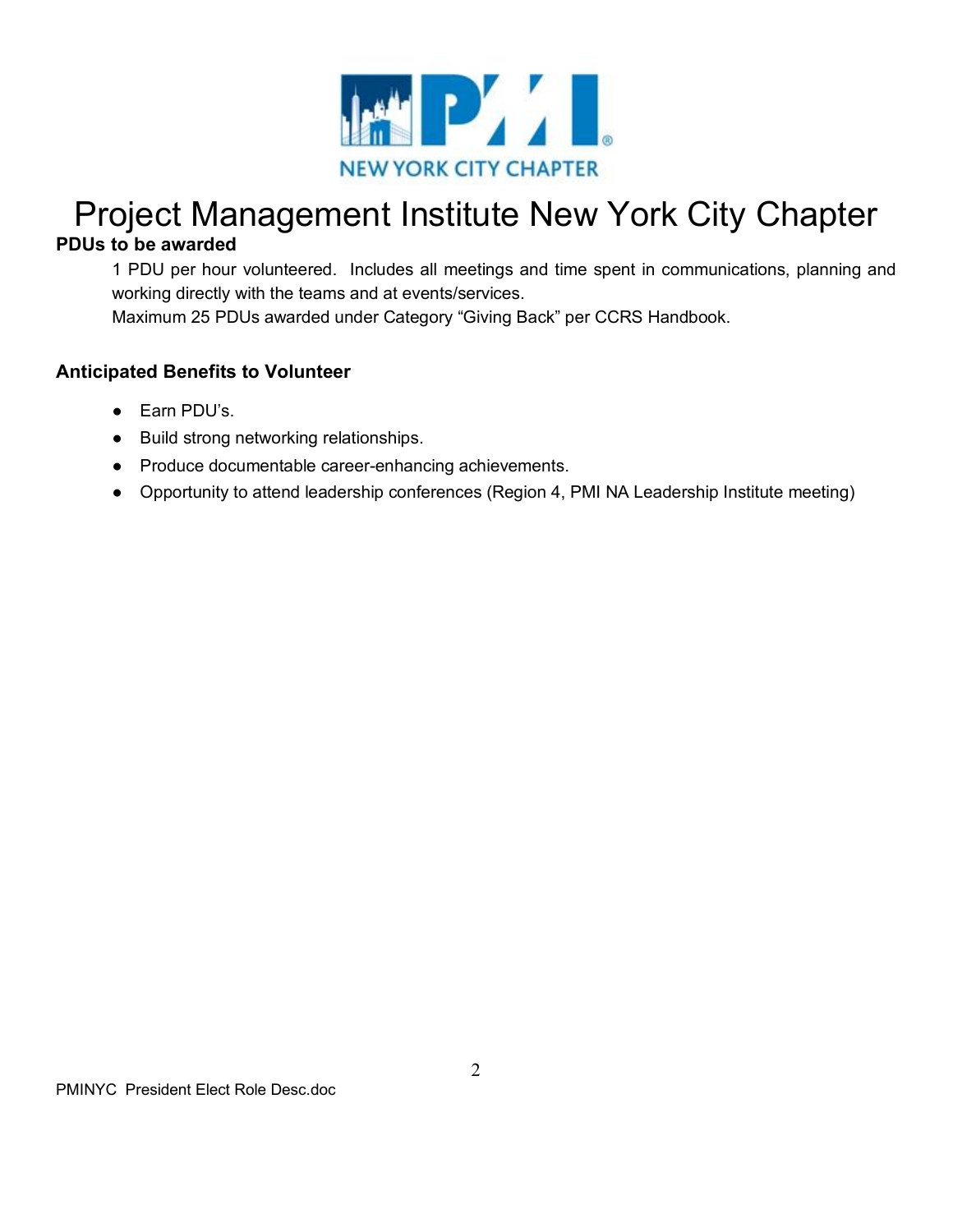# Project Management Institute New York City Chapter

**PDUs to be awarded**

1 PDU per hour volunteered. Includes all meetings and time spent in communications, planning and working directly with the teams and at events/services.
Maximum 25 PDUs awarded under Category “Giving Back” per CCRS Handbook.

**Anticipated Benefits to Volunteer**

- Earn PDU’s.
- Build strong networking relationships.
- Produce documentable career-enhancing achievements.
- Opportunity to attend leadership conferences (Region 4, PMI NA Leadership Institute meeting)